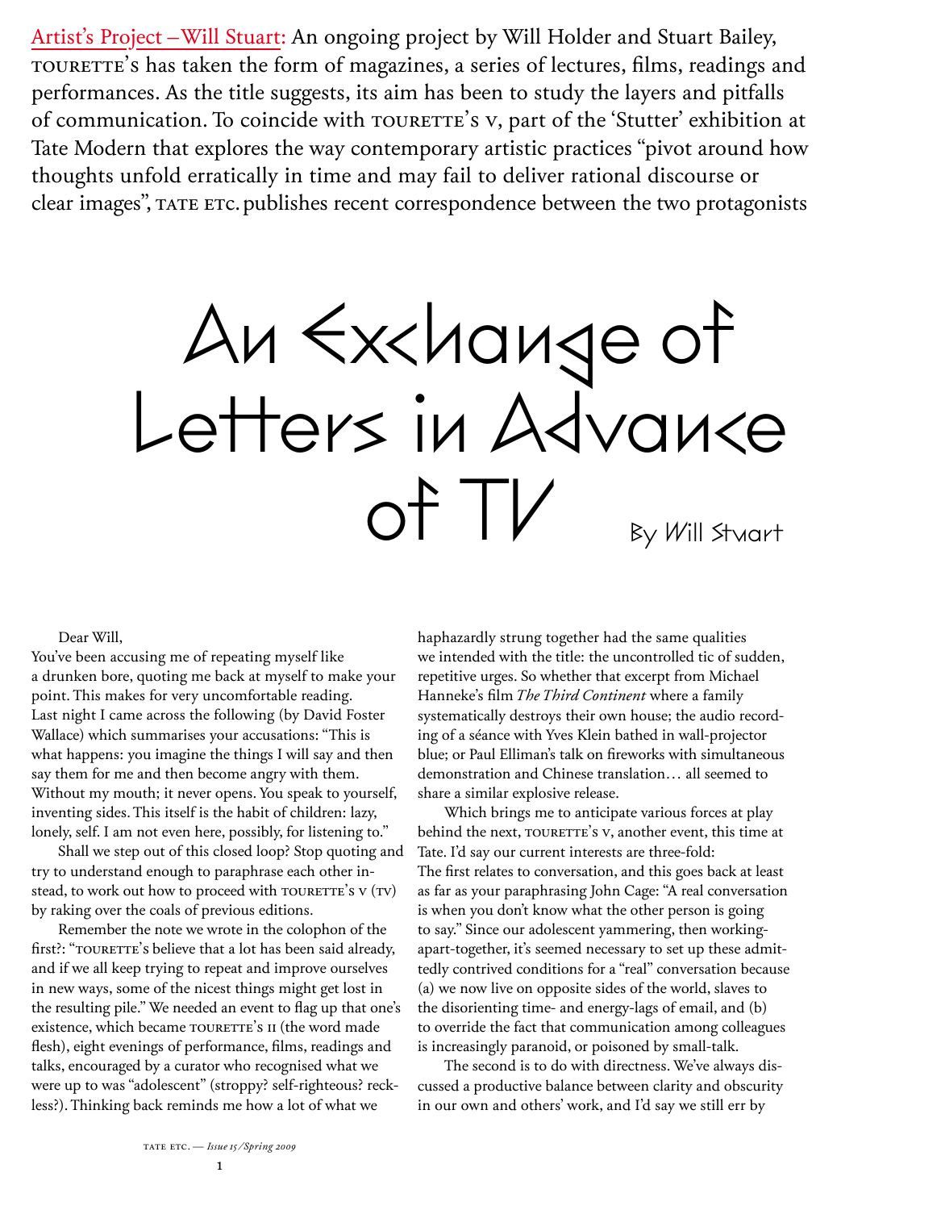Artist's Project – Will Stuart: An ongoing project by Will Holder and Stuart Bailey, TOURETTE's has taken the form of magazines, a series of lectures, films, readings and performances. As the title suggests, its aim has been to study the layers and pitfalls of communication. To coincide with TOURETTE's V, part of the 'Stutter' exhibition at Tate Modern that explores the way contemporary artistic practices "pivot around how thoughts unfold erratically in time and may fail to deliver rational discourse or clear images", TATE ETC. publishes recent correspondence between the two protagonists

# An Exchange of Letters in Advance of TV

By Will Stuart

Dear Will,

You've been accusing me of repeating myself like a drunken bore, quoting me back at myself to make your point. This makes for very uncomfortable reading. Last night I came across the following (by David Foster Wallace) which summarises your accusations: "This is what happens: you imagine the things I will say and then say them for me and then become angry with them. Without my mouth; it never opens. You speak to yourself, inventing sides. This itself is the habit of children: lazy, lonely, self. I am not even here, possibly, for listening to."

Shall we step out of this closed loop? Stop quoting and try to understand enough to paraphrase each other instead, to work out how to proceed with TOURETTE's V (TV) by raking over the coals of previous editions.

Remember the note we wrote in the colophon of the first?: "TOURETTE's believe that a lot has been said already, and if we all keep trying to repeat and improve ourselves in new ways, some of the nicest things might get lost in the resulting pile." We needed an event to flag up that one's existence, which became TOURETTE's II (the word made flesh), eight evenings of performance, films, readings and talks, encouraged by a curator who recognised what we were up to was "adolescent" (stroppy? self-righteous? reckless?). Thinking back reminds me how a lot of what we haphazardly strung together had the same qualities we intended with the title: the uncontrolled tic of sudden, repetitive urges. So whether that excerpt from Michael Hanneke's film *The Third Continent* where a family systematically destroys their own house; the audio recording of a séance with Yves Klein bathed in wall-projector blue; or Paul Elliman's talk on fireworks with simultaneous demonstration and Chinese translation… all seemed to share a similar explosive release.

Which brings me to anticipate various forces at play behind the next, TOURETTE's V, another event, this time at Tate. I'd say our current interests are three-fold:

The first relates to conversation, and this goes back at least as far as your paraphrasing John Cage: "A real conversation is when you don't know what the other person is going to say." Since our adolescent yammering, then working-apart-together, it's seemed necessary to set up these admittedly contrived conditions for a "real" conversation because (a) we now live on opposite sides of the world, slaves to the disorienting time- and energy-lags of email, and (b) to override the fact that communication among colleagues is increasingly paranoid, or poisoned by small-talk.

The second is to do with directness. We've always discussed a productive balance between clarity and obscurity in our own and others' work, and I'd say we still err by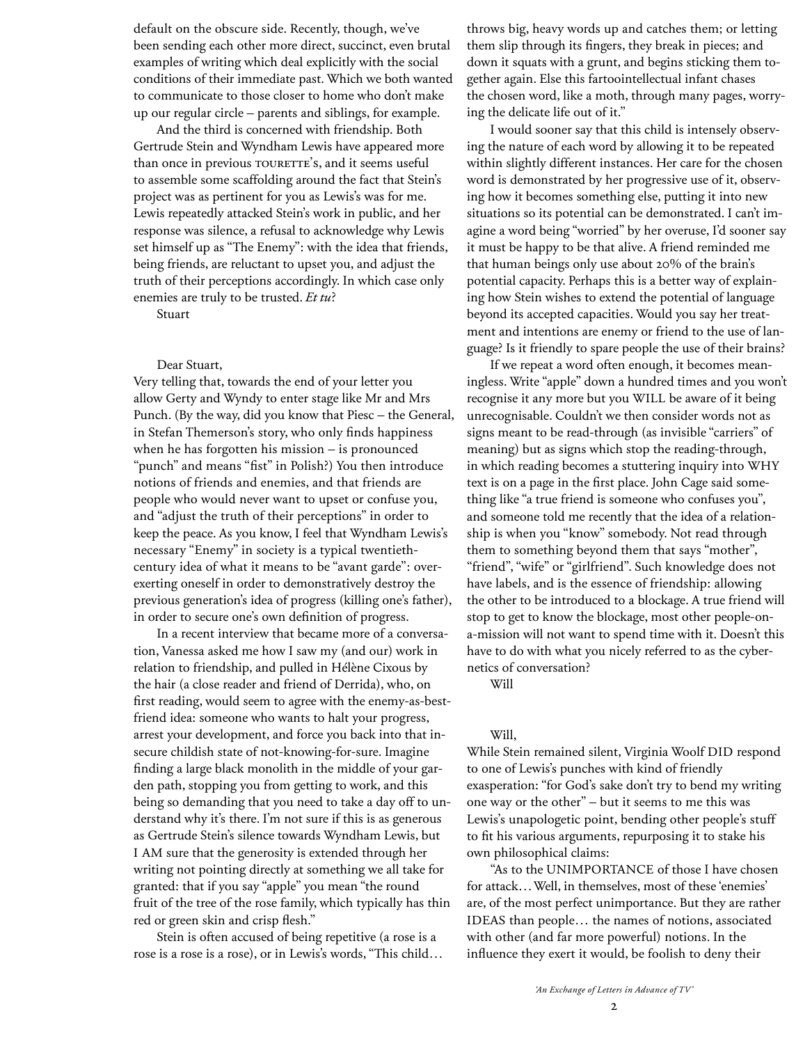default on the obscure side. Recently, though, we've been sending each other more direct, succinct, even brutal examples of writing which deal explicitly with the social conditions of their immediate past. Which we both wanted to communicate to those closer to home who don't make up our regular circle – parents and siblings, for example.

And the third is concerned with friendship. Both Gertrude Stein and Wyndham Lewis have appeared more than once in previous TOURETTE's, and it seems useful to assemble some scaffolding around the fact that Stein's project was as pertinent for you as Lewis's was for me. Lewis repeatedly attacked Stein's work in public, and her response was silence, a refusal to acknowledge why Lewis set himself up as "The Enemy": with the idea that friends, being friends, are reluctant to upset you, and adjust the truth of their perceptions accordingly. In which case only enemies are truly to be trusted. *Et tu*?

Stuart

Dear Stuart,

Very telling that, towards the end of your letter you allow Gerty and Wyndy to enter stage like Mr and Mrs Punch. (By the way, did you know that Piesc – the General, in Stefan Themerson's story, who only finds happiness when he has forgotten his mission – is pronounced "punch" and means "fist" in Polish?) You then introduce notions of friends and enemies, and that friends are people who would never want to upset or confuse you, and "adjust the truth of their perceptions" in order to keep the peace. As you know, I feel that Wyndham Lewis's necessary "Enemy" in society is a typical twentieth-century idea of what it means to be "avant garde": over-exerting oneself in order to demonstratively destroy the previous generation's idea of progress (killing one's father), in order to secure one's own definition of progress.

In a recent interview that became more of a conversation, Vanessa asked me how I saw my (and our) work in relation to friendship, and pulled in Hélène Cixous by the hair (a close reader and friend of Derrida), who, on first reading, would seem to agree with the enemy-as-best-friend idea: someone who wants to halt your progress, arrest your development, and force you back into that insecure childish state of not-knowing-for-sure. Imagine finding a large black monolith in the middle of your garden path, stopping you from getting to work, and this being so demanding that you need to take a day off to understand why it's there. I'm not sure if this is as generous as Gertrude Stein's silence towards Wyndham Lewis, but I AM sure that the generosity is extended through her writing not pointing directly at something we all take for granted: that if you say "apple" you mean "the round fruit of the tree of the rose family, which typically has thin red or green skin and crisp flesh."

Stein is often accused of being repetitive (a rose is a rose is a rose is a rose), or in Lewis's words, "This child… throws big, heavy words up and catches them; or letting them slip through its fingers, they break in pieces; and down it squats with a grunt, and begins sticking them together again. Else this fartoointellectual infant chases the chosen word, like a moth, through many pages, worrying the delicate life out of it."

I would sooner say that this child is intensely observing the nature of each word by allowing it to be repeated within slightly different instances. Her care for the chosen word is demonstrated by her progressive use of it, observing how it becomes something else, putting it into new situations so its potential can be demonstrated. I can't imagine a word being "worried" by her overuse, I'd sooner say it must be happy to be that alive. A friend reminded me that human beings only use about 20% of the brain's potential capacity. Perhaps this is a better way of explaining how Stein wishes to extend the potential of language beyond its accepted capacities. Would you say her treatment and intentions are enemy or friend to the use of language? Is it friendly to spare people the use of their brains?

If we repeat a word often enough, it becomes meaningless. Write "apple" down a hundred times and you won't recognise it any more but you WILL be aware of it being unrecognisable. Couldn't we then consider words not as signs meant to be read-through (as invisible "carriers" of meaning) but as signs which stop the reading-through, in which reading becomes a stuttering inquiry into WHY text is on a page in the first place. John Cage said something like "a true friend is someone who confuses you", and someone told me recently that the idea of a relationship is when you "know" somebody. Not read through them to something beyond them that says "mother", "friend", "wife" or "girlfriend". Such knowledge does not have labels, and is the essence of friendship: allowing the other to be introduced to a blockage. A true friend will stop to get to know the blockage, most other people-on-a-mission will not want to spend time with it. Doesn't this have to do with what you nicely referred to as the cybernetics of conversation?

Will

Will,

While Stein remained silent, Virginia Woolf DID respond to one of Lewis's punches with kind of friendly exasperation: "for God's sake don't try to bend my writing one way or the other" – but it seems to me this was Lewis's unapologetic point, bending other people's stuff to fit his various arguments, repurposing it to stake his own philosophical claims:

"As to the UNIMPORTANCE of those I have chosen for attack… Well, in themselves, most of these 'enemies' are, of the most perfect unimportance. But they are rather IDEAS than people… the names of notions, associated with other (and far more powerful) notions. In the influence they exert it would, be foolish to deny their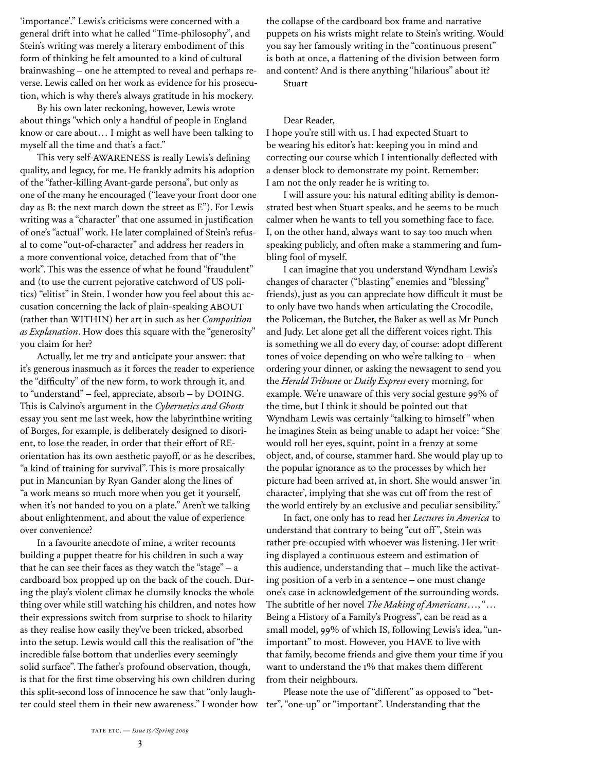'importance'." Lewis's criticisms were concerned with a general drift into what he called "Time-philosophy", and Stein's writing was merely a literary embodiment of this form of thinking he felt amounted to a kind of cultural brainwashing – one he attempted to reveal and perhaps reverse. Lewis called on her work as evidence for his prosecution, which is why there's always gratitude in his mockery.

By his own later reckoning, however, Lewis wrote about things "which only a handful of people in England know or care about… I might as well have been talking to myself all the time and that's a fact."

This very self-AWARENESS is really Lewis's defining quality, and legacy, for me. He frankly admits his adoption of the "father-killing Avant-garde persona", but only as one of the many he encouraged ("leave your front door one day as B: the next march down the street as E"). For Lewis writing was a "character" that one assumed in justification of one's "actual" work. He later complained of Stein's refusal to come "out-of-character" and address her readers in a more conventional voice, detached from that of "the work". This was the essence of what he found "fraudulent" and (to use the current pejorative catchword of US politics) "elitist" in Stein. I wonder how you feel about this accusation concerning the lack of plain-speaking ABOUT (rather than WITHIN) her art in such as her *Composition as Explanation*. How does this square with the "generosity" you claim for her?

Actually, let me try and anticipate your answer: that it's generous inasmuch as it forces the reader to experience the "difficulty" of the new form, to work through it, and to "understand" – feel, appreciate, absorb – by DOING. This is Calvino's argument in the *Cybernetics and Ghosts* essay you sent me last week, how the labyrinthine writing of Borges, for example, is deliberately designed to disorient, to lose the reader, in order that their effort of RE-orientation has its own aesthetic payoff, or as he describes, "a kind of training for survival". This is more prosaically put in Mancunian by Ryan Gander along the lines of "a work means so much more when you get it yourself, when it's not handed to you on a plate." Aren't we talking about enlightenment, and about the value of experience over convenience?

In a favourite anecdote of mine, a writer recounts building a puppet theatre for his children in such a way that he can see their faces as they watch the "stage" – a cardboard box propped up on the back of the couch. During the play's violent climax he clumsily knocks the whole thing over while still watching his children, and notes how their expressions switch from surprise to shock to hilarity as they realise how easily they've been tricked, absorbed into the setup. Lewis would call this the realisation of "the incredible false bottom that underlies every seemingly solid surface". The father's profound observation, though, is that for the first time observing his own children during this split-second loss of innocence he saw that "only laughter could steel them in their new awareness." I wonder how the collapse of the cardboard box frame and narrative puppets on his wrists might relate to Stein's writing. Would you say her famously writing in the "continuous present" is both at once, a flattening of the division between form and content? And is there anything "hilarious" about it?

Stuart

Dear Reader,

I hope you're still with us. I had expected Stuart to be wearing his editor's hat: keeping you in mind and correcting our course which I intentionally deflected with a denser block to demonstrate my point. Remember: I am not the only reader he is writing to.

I will assure you: his natural editing ability is demonstrated best when Stuart speaks, and he seems to be much calmer when he wants to tell you something face to face. I, on the other hand, always want to say too much when speaking publicly, and often make a stammering and fumbling fool of myself.

I can imagine that you understand Wyndham Lewis's changes of character ("blasting" enemies and "blessing" friends), just as you can appreciate how difficult it must be to only have two hands when articulating the Crocodile, the Policeman, the Butcher, the Baker as well as Mr Punch and Judy. Let alone get all the different voices right. This is something we all do every day, of course: adopt different tones of voice depending on who we're talking to – when ordering your dinner, or asking the newsagent to send you the *Herald Tribune* or *Daily Express* every morning, for example. We're unaware of this very social gesture 99% of the time, but I think it should be pointed out that Wyndham Lewis was certainly "talking to himself" when he imagines Stein as being unable to adapt her voice: "She would roll her eyes, squint, point in a frenzy at some object, and, of course, stammer hard. She would play up to the popular ignorance as to the processes by which her picture had been arrived at, in short. She would answer 'in character', implying that she was cut off from the rest of the world entirely by an exclusive and peculiar sensibility."

In fact, one only has to read her *Lectures in America* to understand that contrary to being "cut off", Stein was rather pre-occupied with whoever was listening. Her writing displayed a continuous esteem and estimation of this audience, understanding that – much like the activating position of a verb in a sentence – one must change one's case in acknowledgement of the surrounding words. The subtitle of her novel *The Making of Americans*…, "… Being a History of a Family's Progress", can be read as a small model, 99% of which IS, following Lewis's idea, "unimportant" to most. However, you HAVE to live with that family, become friends and give them your time if you want to understand the 1% that makes them different from their neighbours.

Please note the use of "different" as opposed to "better", "one-up" or "important". Understanding that the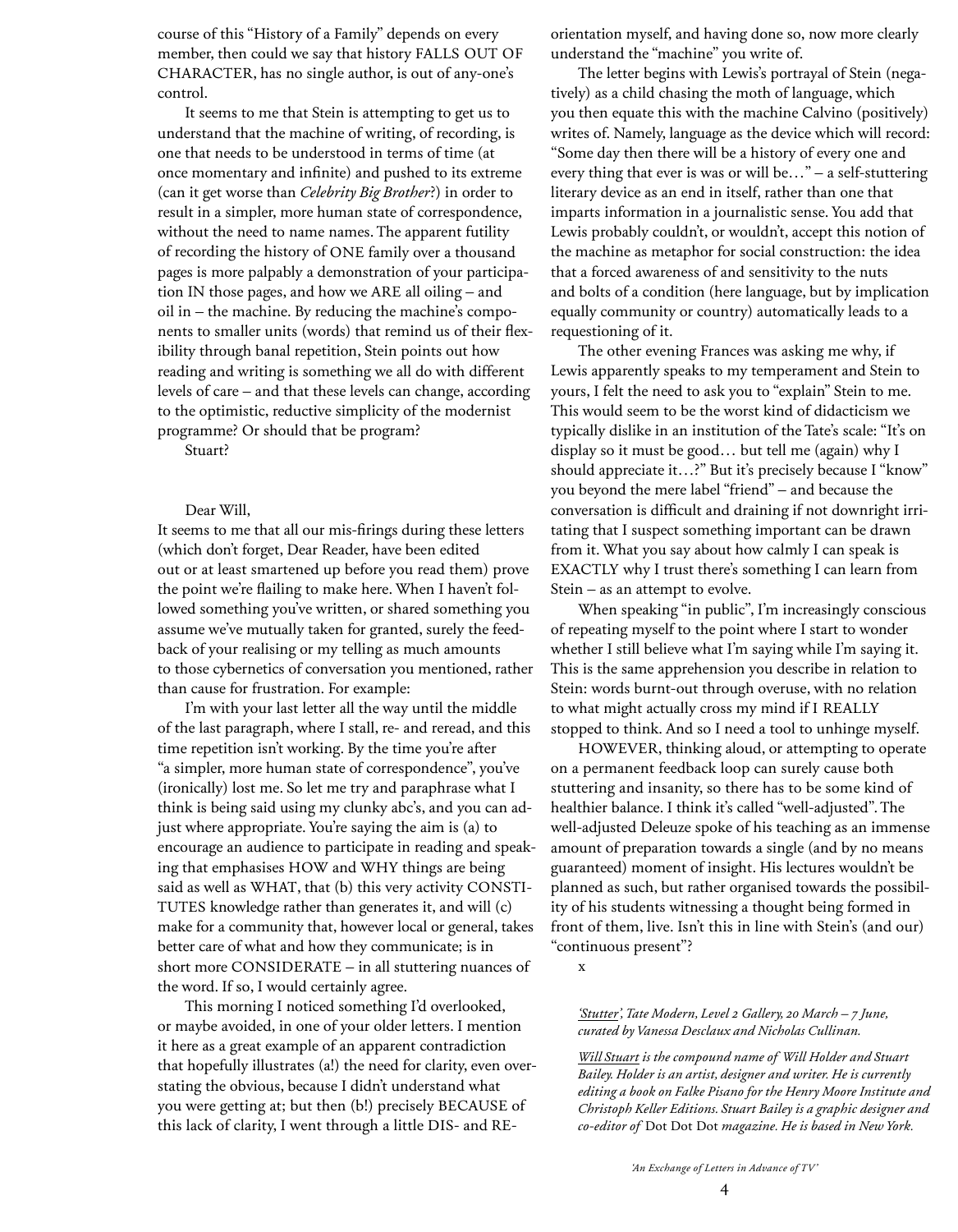course of this "History of a Family" depends on every member, then could we say that history FALLS OUT OF CHARACTER, has no single author, is out of any-one's control.

It seems to me that Stein is attempting to get us to understand that the machine of writing, of recording, is one that needs to be understood in terms of time (at once momentary and infinite) and pushed to its extreme (can it get worse than *Celebrity Big Brother*?) in order to result in a simpler, more human state of correspondence, without the need to name names. The apparent futility of recording the history of ONE family over a thousand pages is more palpably a demonstration of your participation IN those pages, and how we ARE all oiling – and oil in – the machine. By reducing the machine's components to smaller units (words) that remind us of their flexibility through banal repetition, Stein points out how reading and writing is something we all do with different levels of care – and that these levels can change, according to the optimistic, reductive simplicity of the modernist programme? Or should that be program?

Stuart?

Dear Will,

It seems to me that all our mis-firings during these letters (which don't forget, Dear Reader, have been edited out or at least smartened up before you read them) prove the point we're flailing to make here. When I haven't followed something you've written, or shared something you assume we've mutually taken for granted, surely the feedback of your realising or my telling as much amounts to those cybernetics of conversation you mentioned, rather than cause for frustration. For example:

I'm with your last letter all the way until the middle of the last paragraph, where I stall, re- and reread, and this time repetition isn't working. By the time you're after "a simpler, more human state of correspondence", you've (ironically) lost me. So let me try and paraphrase what I think is being said using my clunky abc's, and you can adjust where appropriate. You're saying the aim is (a) to encourage an audience to participate in reading and speaking that emphasises HOW and WHY things are being said as well as WHAT, that (b) this very activity CONSTITUTES knowledge rather than generates it, and will (c) make for a community that, however local or general, takes better care of what and how they communicate; is in short more CONSIDERATE – in all stuttering nuances of the word. If so, I would certainly agree.

This morning I noticed something I'd overlooked, or maybe avoided, in one of your older letters. I mention it here as a great example of an apparent contradiction that hopefully illustrates (a!) the need for clarity, even overstating the obvious, because I didn't understand what you were getting at; but then (b!) precisely BECAUSE of this lack of clarity, I went through a little DIS- and RE-orientation myself, and having done so, now more clearly understand the "machine" you write of.

The letter begins with Lewis's portrayal of Stein (negatively) as a child chasing the moth of language, which you then equate this with the machine Calvino (positively) writes of. Namely, language as the device which will record: "Some day then there will be a history of every one and every thing that ever is was or will be…" – a self-stuttering literary device as an end in itself, rather than one that imparts information in a journalistic sense. You add that Lewis probably couldn't, or wouldn't, accept this notion of the machine as metaphor for social construction: the idea that a forced awareness of and sensitivity to the nuts and bolts of a condition (here language, but by implication equally community or country) automatically leads to a requestioning of it.

The other evening Frances was asking me why, if Lewis apparently speaks to my temperament and Stein to yours, I felt the need to ask you to "explain" Stein to me. This would seem to be the worst kind of didacticism we typically dislike in an institution of the Tate's scale: "It's on display so it must be good… but tell me (again) why I should appreciate it…?" But it's precisely because I "know" you beyond the mere label "friend" – and because the conversation is difficult and draining if not downright irritating that I suspect something important can be drawn from it. What you say about how calmly I can speak is EXACTLY why I trust there's something I can learn from Stein – as an attempt to evolve.

When speaking "in public", I'm increasingly conscious of repeating myself to the point where I start to wonder whether I still believe what I'm saying while I'm saying it. This is the same apprehension you describe in relation to Stein: words burnt-out through overuse, with no relation to what might actually cross my mind if I REALLY stopped to think. And so I need a tool to unhinge myself.

HOWEVER, thinking aloud, or attempting to operate on a permanent feedback loop can surely cause both stuttering and insanity, so there has to be some kind of healthier balance. I think it's called "well-adjusted". The well-adjusted Deleuze spoke of his teaching as an immense amount of preparation towards a single (and by no means guaranteed) moment of insight. His lectures wouldn't be planned as such, but rather organised towards the possibility of his students witnessing a thought being formed in front of them, live. Isn't this in line with Stein's (and our) "continuous present"?

x

*'Stutter', Tate Modern, Level 2 Gallery, 20 March – 7 June, curated by Vanessa Desclaux and Nicholas Cullinan.*

*Will Stuart is the compound name of Will Holder and Stuart Bailey. Holder is an artist, designer and writer. He is currently editing a book on Falke Pisano for the Henry Moore Institute and Christoph Keller Editions. Stuart Bailey is a graphic designer and co-editor of* Dot Dot Dot *magazine. He is based in New York.*